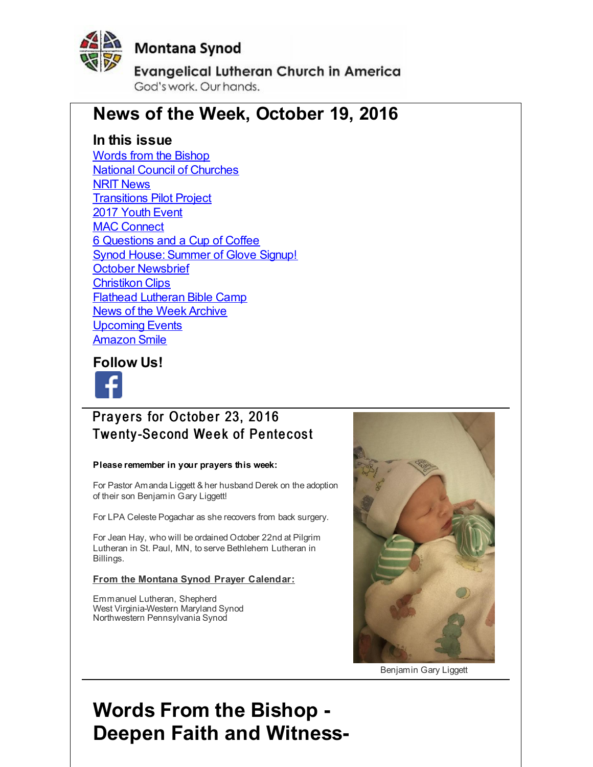Montana Synod

Evangelical Lutheran Church in America

God's work. Our hands.

# News of the Week, October 19, 2016

### In this issue

- Words from the Bishop
- National Council of Churches
- NRIT News
- Transitions Pilot Project
- 2017 Youth Event
- MAC Connect
- 6 Questions and a Cup of Coffee
- Synod House: Summer of Glove Signup!
- October Newsbrief
- Christikon Clips
- Flathead Lutheran Bible Camp
- News of the Week Archive
- Upcoming Events
- Amazon Smile

### Follow Us!

## Prayers for October 23, 2016 Twenty-Second Week of Pentecost

**Please remember in your prayers this week:**

For Pastor Amanda Liggett & her husband Derek on the adoption of their son Benjamin Gary Liggett!

For LPA Celeste Pogachar as she recovers from back surgery.

For Jean Hay, who will be ordained October 22nd at Pilgrim Lutheran in St. Paul, MN, to serve Bethlehem Lutheran in Billings.

**From the Montana Synod Prayer Calendar:**

Emmanuel Lutheran, Shepherd
West Virginia-Western Maryland Synod
Northwestern Pennsylvania Synod

Benjamin Gary Liggett

# Words From the Bishop - Deepen Faith and Witness-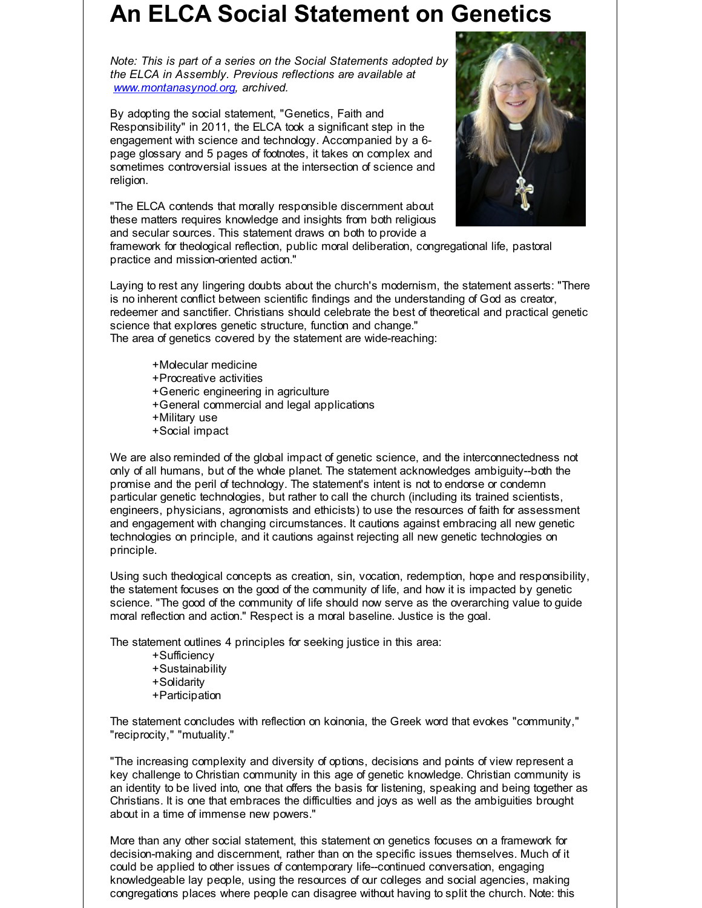# An ELCA Social Statement on Genetics

*Note: This is part of a series on the Social Statements adopted by the ELCA in Assembly. Previous reflections are available at [www.montanasynod.org](www.montanasynod.org), archived.*

By adopting the social statement, "Genetics, Faith and Responsibility" in 2011, the ELCA took a significant step in the engagement with science and technology. Accompanied by a 6-page glossary and 5 pages of footnotes, it takes on complex and sometimes controversial issues at the intersection of science and religion.

"The ELCA contends that morally responsible discernment about these matters requires knowledge and insights from both religious and secular sources. This statement draws on both to provide a framework for theological reflection, public moral deliberation, congregational life, pastoral practice and mission-oriented action."

Laying to rest any lingering doubts about the church's modernism, the statement asserts: "There is no inherent conflict between scientific findings and the understanding of God as creator, redeemer and sanctifier. Christians should celebrate the best of theoretical and practical genetic science that explores genetic structure, function and change."
The area of genetics covered by the statement are wide-reaching:

+Molecular medicine
+Procreative activities
+Generic engineering in agriculture
+General commercial and legal applications
+Military use
+Social impact

We are also reminded of the global impact of genetic science, and the interconnectedness not only of all humans, but of the whole planet. The statement acknowledges ambiguity--both the promise and the peril of technology. The statement's intent is not to endorse or condemn particular genetic technologies, but rather to call the church (including its trained scientists, engineers, physicians, agronomists and ethicists) to use the resources of faith for assessment and engagement with changing circumstances. It cautions against embracing all new genetic technologies on principle, and it cautions against rejecting all new genetic technologies on principle.

Using such theological concepts as creation, sin, vocation, redemption, hope and responsibility, the statement focuses on the good of the community of life, and how it is impacted by genetic science. "The good of the community of life should now serve as the overarching value to guide moral reflection and action." Respect is a moral baseline. Justice is the goal.

The statement outlines 4 principles for seeking justice in this area:

+Sufficiency
+Sustainability
+Solidarity
+Participation

The statement concludes with reflection on koinonia, the Greek word that evokes "community," "reciprocity," "mutuality."

"The increasing complexity and diversity of options, decisions and points of view represent a key challenge to Christian community in this age of genetic knowledge. Christian community is an identity to be lived into, one that offers the basis for listening, speaking and being together as Christians. It is one that embraces the difficulties and joys as well as the ambiguities brought about in a time of immense new powers."

More than any other social statement, this statement on genetics focuses on a framework for decision-making and discernment, rather than on the specific issues themselves. Much of it could be applied to other issues of contemporary life--continued conversation, engaging knowledgeable lay people, using the resources of our colleges and social agencies, making congregations places where people can disagree without having to split the church. Note: this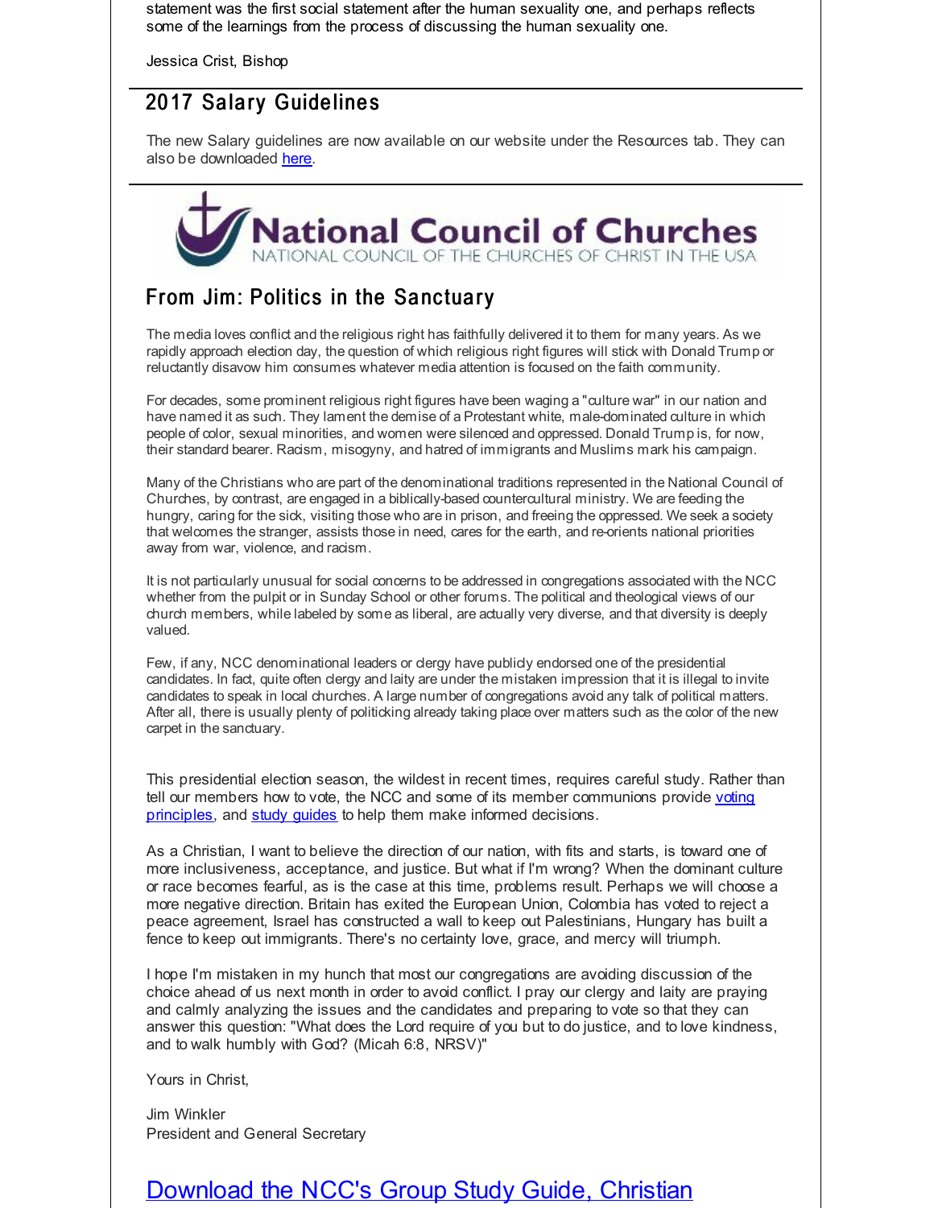statement was the first social statement after the human sexuality one, and perhaps reflects some of the learnings from the process of discussing the human sexuality one.

Jessica Crist, Bishop

## 2017 Salary Guidelines

The new Salary guidelines are now available on our website under the Resources tab. They can also be downloaded here.

## From Jim: Politics in the Sanctuary

The media loves conflict and the religious right has faithfully delivered it to them for many years. As we rapidly approach election day, the question of which religious right figures will stick with Donald Trump or reluctantly disavow him consumes whatever media attention is focused on the faith community.

For decades, some prominent religious right figures have been waging a "culture war" in our nation and have named it as such. They lament the demise of a Protestant white, male-dominated culture in which people of color, sexual minorities, and women were silenced and oppressed. Donald Trump is, for now, their standard bearer. Racism, misogyny, and hatred of immigrants and Muslims mark his campaign.

Many of the Christians who are part of the denominational traditions represented in the National Council of Churches, by contrast, are engaged in a biblically-based countercultural ministry. We are feeding the hungry, caring for the sick, visiting those who are in prison, and freeing the oppressed. We seek a society that welcomes the stranger, assists those in need, cares for the earth, and re-orients national priorities away from war, violence, and racism.

It is not particularly unusual for social concerns to be addressed in congregations associated with the NCC whether from the pulpit or in Sunday School or other forums. The political and theological views of our church members, while labeled by some as liberal, are actually very diverse, and that diversity is deeply valued.

Few, if any, NCC denominational leaders or clergy have publicly endorsed one of the presidential candidates. In fact, quite often clergy and laity are under the mistaken impression that it is illegal to invite candidates to speak in local churches. A large number of congregations avoid any talk of political matters. After all, there is usually plenty of politicking already taking place over matters such as the color of the new carpet in the sanctuary.

This presidential election season, the wildest in recent times, requires careful study. Rather than tell our members how to vote, the NCC and some of its member communions provide voting principles, and study guides to help them make informed decisions.

As a Christian, I want to believe the direction of our nation, with fits and starts, is toward one of more inclusiveness, acceptance, and justice. But what if I'm wrong? When the dominant culture or race becomes fearful, as is the case at this time, problems result. Perhaps we will choose a more negative direction. Britain has exited the European Union, Colombia has voted to reject a peace agreement, Israel has constructed a wall to keep out Palestinians, Hungary has built a fence to keep out immigrants. There's no certainty love, grace, and mercy will triumph.

I hope I'm mistaken in my hunch that most our congregations are avoiding discussion of the choice ahead of us next month in order to avoid conflict. I pray our clergy and laity are praying and calmly analyzing the issues and the candidates and preparing to vote so that they can answer this question: "What does the Lord require of you but to do justice, and to love kindness, and to walk humbly with God? (Micah 6:8, NRSV)"

Yours in Christ,

Jim Winkler
President and General Secretary

## Download the NCC's Group Study Guide, Christian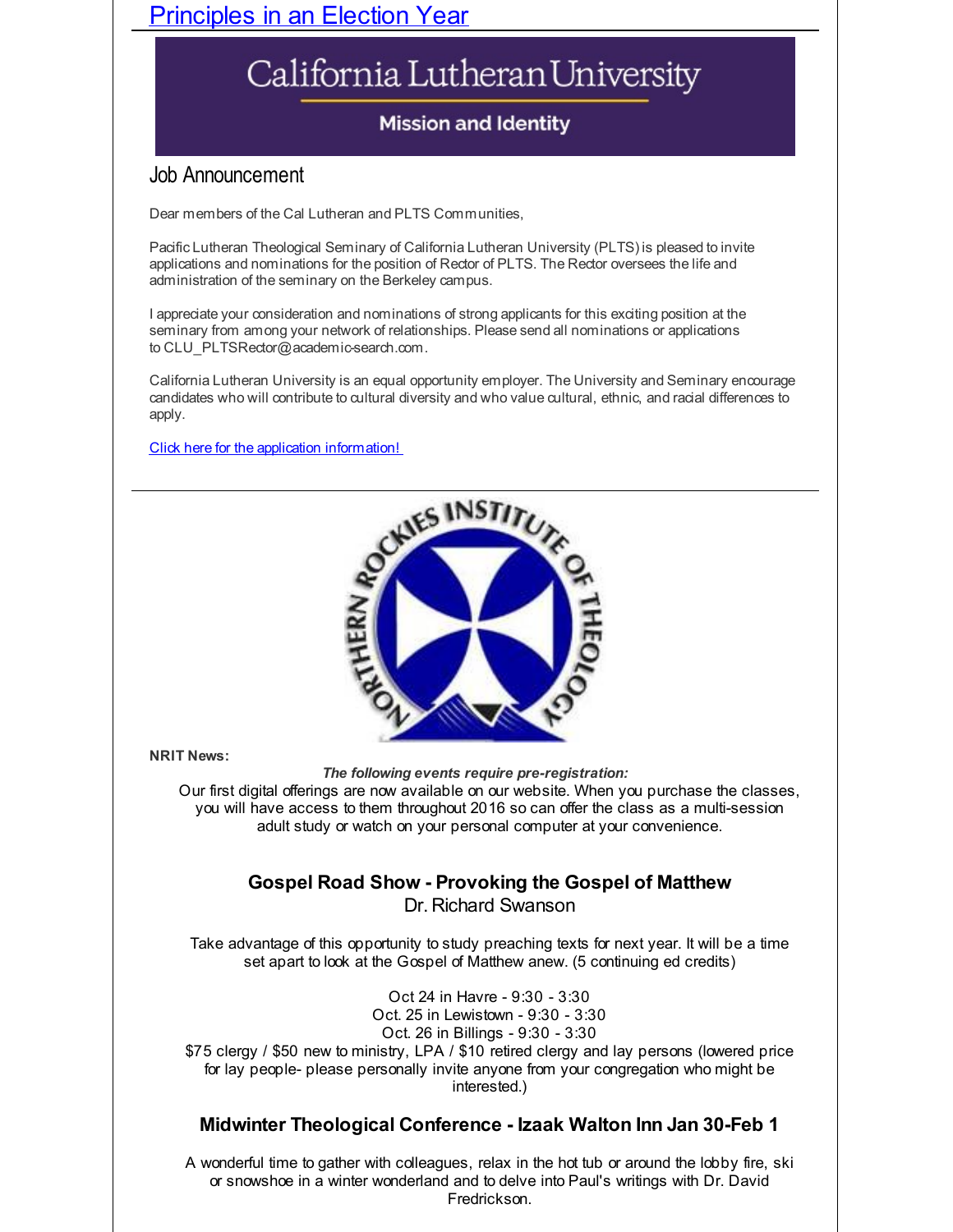[Principles in an Election Year]

California Lutheran University

Mission and Identity

## Job Announcement

Dear members of the Cal Lutheran and PLTS Communities,

Pacific Lutheran Theological Seminary of California Lutheran University (PLTS) is pleased to invite applications and nominations for the position of Rector of PLTS. The Rector oversees the life and administration of the seminary on the Berkeley campus.

I appreciate your consideration and nominations of strong applicants for this exciting position at the seminary from among your network of relationships. Please send all nominations or applications to CLU_PLTSRector@academic-search.com.

California Lutheran University is an equal opportunity employer. The University and Seminary encourage candidates who will contribute to cultural diversity and who value cultural, ethnic, and racial differences to apply.

Click here for the application information!

---

NORTHERN ROCKIES INSTITUTE OF THEOLOGY

**NRIT News:**

***The following events require pre-registration:***

Our first digital offerings are now available on our website. When you purchase the classes, you will have access to them throughout 2016 so can offer the class as a multi-session adult study or watch on your personal computer at your convenience.

### Gospel Road Show - Provoking the Gospel of Matthew

Dr. Richard Swanson

Take advantage of this opportunity to study preaching texts for next year. It will be a time set apart to look at the Gospel of Matthew anew. (5 continuing ed credits)

Oct 24 in Havre - 9:30 - 3:30
Oct. 25 in Lewistown - 9:30 - 3:30
Oct. 26 in Billings - 9:30 - 3:30
$75 clergy / $50 new to ministry, LPA / $10 retired clergy and lay persons (lowered price for lay people- please personally invite anyone from your congregation who might be interested.)

### Midwinter Theological Conference - Izaak Walton Inn Jan 30-Feb 1

A wonderful time to gather with colleagues, relax in the hot tub or around the lobby fire, ski or snowshoe in a winter wonderland and to delve into Paul's writings with Dr. David Fredrickson.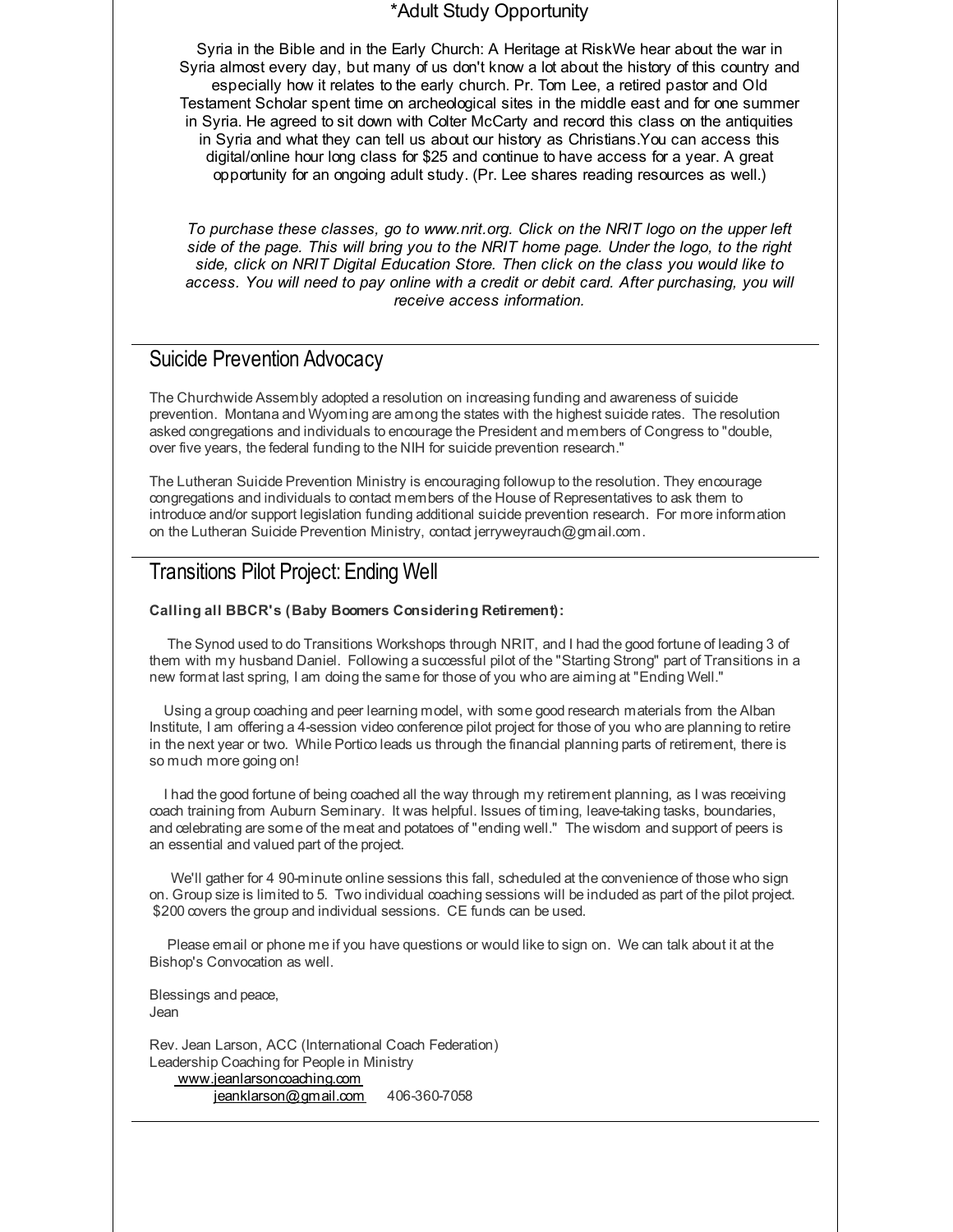## *Adult Study Opportunity

Syria in the Bible and in the Early Church: A Heritage at RiskWe hear about the war in Syria almost every day, but many of us don't know a lot about the history of this country and especially how it relates to the early church. Pr. Tom Lee, a retired pastor and Old Testament Scholar spent time on archeological sites in the middle east and for one summer in Syria. He agreed to sit down with Colter McCarty and record this class on the antiquities in Syria and what they can tell us about our history as Christians.You can access this digital/online hour long class for $25 and continue to have access for a year. A great opportunity for an ongoing adult study. (Pr. Lee shares reading resources as well.)

*To purchase these classes, go to www.nrit.org. Click on the NRIT logo on the upper left side of the page. This will bring you to the NRIT home page. Under the logo, to the right side, click on NRIT Digital Education Store. Then click on the class you would like to access. You will need to pay online with a credit or debit card. After purchasing, you will receive access information.*

---

## Suicide Prevention Advocacy

The Churchwide Assembly adopted a resolution on increasing funding and awareness of suicide prevention. Montana and Wyoming are among the states with the highest suicide rates. The resolution asked congregations and individuals to encourage the President and members of Congress to "double, over five years, the federal funding to the NIH for suicide prevention research."

The Lutheran Suicide Prevention Ministry is encouraging followup to the resolution. They encourage congregations and individuals to contact members of the House of Representatives to ask them to introduce and/or support legislation funding additional suicide prevention research. For more information on the Lutheran Suicide Prevention Ministry, contact jerryweyrauch@gmail.com.

---

## Transitions Pilot Project: Ending Well

**Calling all BBCR's (Baby Boomers Considering Retirement):**

The Synod used to do Transitions Workshops through NRIT, and I had the good fortune of leading 3 of them with my husband Daniel. Following a successful pilot of the "Starting Strong" part of Transitions in a new format last spring, I am doing the same for those of you who are aiming at "Ending Well."

Using a group coaching and peer learning model, with some good research materials from the Alban Institute, I am offering a 4-session video conference pilot project for those of you who are planning to retire in the next year or two. While Portico leads us through the financial planning parts of retirement, there is so much more going on!

I had the good fortune of being coached all the way through my retirement planning, as I was receiving coach training from Auburn Seminary. It was helpful. Issues of timing, leave-taking tasks, boundaries, and celebrating are some of the meat and potatoes of "ending well." The wisdom and support of peers is an essential and valued part of the project.

We'll gather for 4 90-minute online sessions this fall, scheduled at the convenience of those who sign on. Group size is limited to 5. Two individual coaching sessions will be included as part of the pilot project. $200 covers the group and individual sessions. CE funds can be used.

Please email or phone me if you have questions or would like to sign on. We can talk about it at the Bishop's Convocation as well.

Blessings and peace,
Jean

Rev. Jean Larson, ACC (International Coach Federation)
Leadership Coaching for People in Ministry
www.jeanlarsoncoaching.com
jeanklarson@gmail.com 406-360-7058

---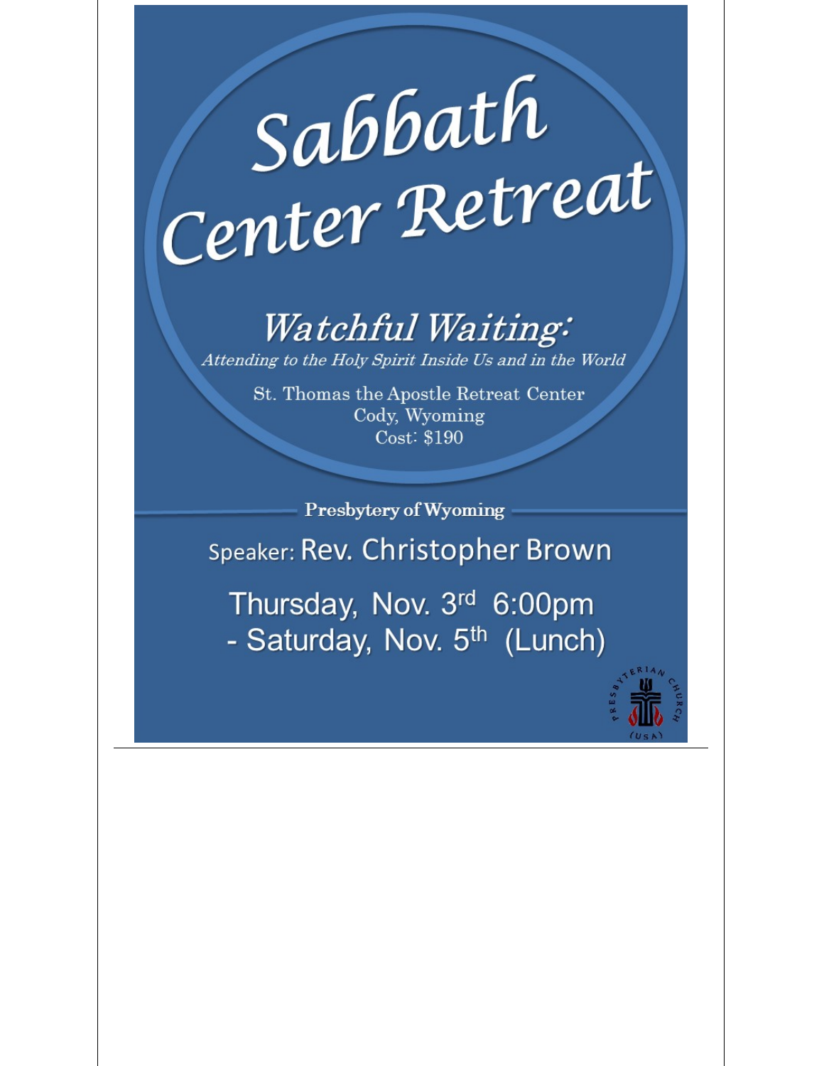# Sabbath Center Retreat

## *Watchful Waiting:*

*Attending to the Holy Spirit Inside Us and in the World*

St. Thomas the Apostle Retreat Center
Cody, Wyoming
Cost: $190

**Presbytery of Wyoming**

Speaker: Rev. Christopher Brown

Thursday, Nov. 3rd 6:00pm
- Saturday, Nov. 5th (Lunch)

PRESBYTERIAN CHURCH (USA)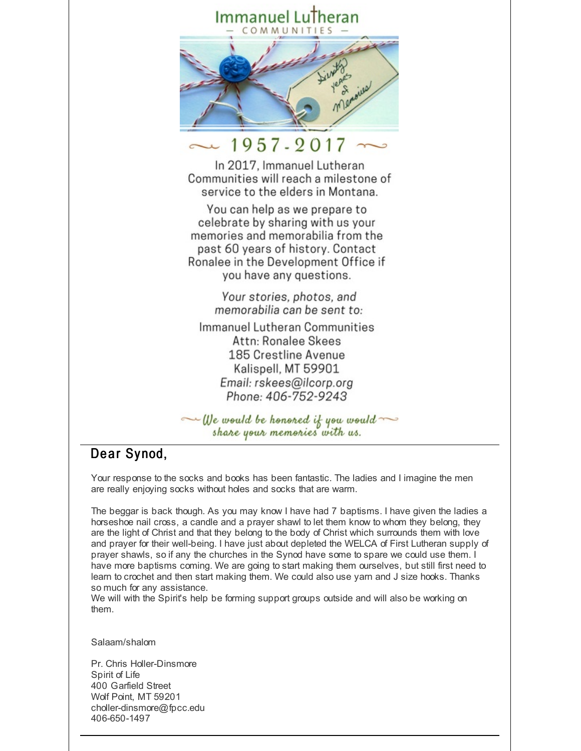Immanuel Lutheran

— COMMUNITIES —

Sixty years of Memories

~ 1957-2017 ~

In 2017, Immanuel Lutheran Communities will reach a milestone of service to the elders in Montana.

You can help as we prepare to celebrate by sharing with us your memories and memorabilia from the past 60 years of history. Contact Ronalee in the Development Office if you have any questions.

*Your stories, photos, and memorabilia can be sent to:*

Immanuel Lutheran Communities
Attn: Ronalee Skees
185 Crestline Avenue
Kalispell, MT 59901
*Email: rskees@ilcorp.org*
*Phone: 406-752-9243*

*~ We would be honored if you would share your memories with us. ~*

---

## Dear Synod,

Your response to the socks and books has been fantastic. The ladies and I imagine the men are really enjoying socks without holes and socks that are warm.

The beggar is back though. As you may know I have had 7 baptisms. I have given the ladies a horseshoe nail cross, a candle and a prayer shawl to let them know to whom they belong, they are the light of Christ and that they belong to the body of Christ which surrounds them with love and prayer for their well-being. I have just about depleted the WELCA of First Lutheran supply of prayer shawls, so if any the churches in the Synod have some to spare we could use them. I have more baptisms coming. We are going to start making them ourselves, but still first need to learn to crochet and then start making them. We could also use yarn and J size hooks. Thanks so much for any assistance.
We will with the Spirit's help be forming support groups outside and will also be working on them.

Salaam/shalom

Pr. Chris Holler-Dinsmore
Spirit of Life
400 Garfield Street
Wolf Point, MT 59201
choller-dinsmore@fpcc.edu
406-650-1497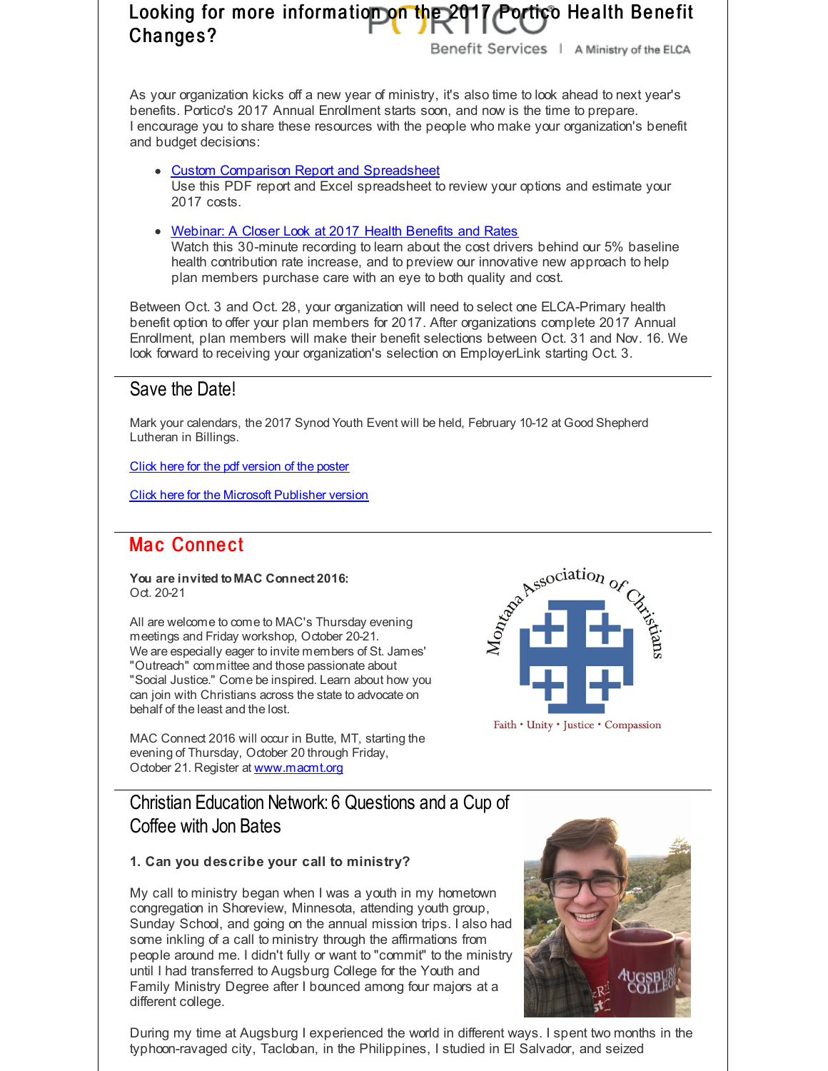## Looking for more information on the 2017 Portico Health Benefit Changes?

As your organization kicks off a new year of ministry, it's also time to look ahead to next year's benefits. Portico's 2017 Annual Enrollment starts soon, and now is the time to prepare. I encourage you to share these resources with the people who make your organization's benefit and budget decisions:

- Custom Comparison Report and Spreadsheet
  Use this PDF report and Excel spreadsheet to review your options and estimate your 2017 costs.
- Webinar: A Closer Look at 2017 Health Benefits and Rates
  Watch this 30-minute recording to learn about the cost drivers behind our 5% baseline health contribution rate increase, and to preview our innovative new approach to help plan members purchase care with an eye to both quality and cost.

Between Oct. 3 and Oct. 28, your organization will need to select one ELCA-Primary health benefit option to offer your plan members for 2017. After organizations complete 2017 Annual Enrollment, plan members will make their benefit selections between Oct. 31 and Nov. 16. We look forward to receiving your organization's selection on EmployerLink starting Oct. 3.

## Save the Date!

Mark your calendars, the 2017 Synod Youth Event will be held, February 10-12 at Good Shepherd Lutheran in Billings.

Click here for the pdf version of the poster

Click here for the Microsoft Publisher version

## Mac Connect

**You are invited to MAC Connect 2016:**
Oct. 20-21

All are welcome to come to MAC's Thursday evening meetings and Friday workshop, October 20-21. We are especially eager to invite members of St. James' "Outreach" committee and those passionate about "Social Justice." Come be inspired. Learn about how you can join with Christians across the state to advocate on behalf of the least and the lost.

MAC Connect 2016 will occur in Butte, MT, starting the evening of Thursday, October 20 through Friday, October 21. Register at www.macmt.org

## Christian Education Network: 6 Questions and a Cup of Coffee with Jon Bates

**1. Can you describe your call to ministry?**

My call to ministry began when I was a youth in my hometown congregation in Shoreview, Minnesota, attending youth group, Sunday School, and going on the annual mission trips. I also had some inkling of a call to ministry through the affirmations from people around me. I didn't fully or want to "commit" to the ministry until I had transferred to Augsburg College for the Youth and Family Ministry Degree after I bounced among four majors at a different college.

During my time at Augsburg I experienced the world in different ways. I spent two months in the typhoon-ravaged city, Tacloban, in the Philippines, I studied in El Salvador, and seized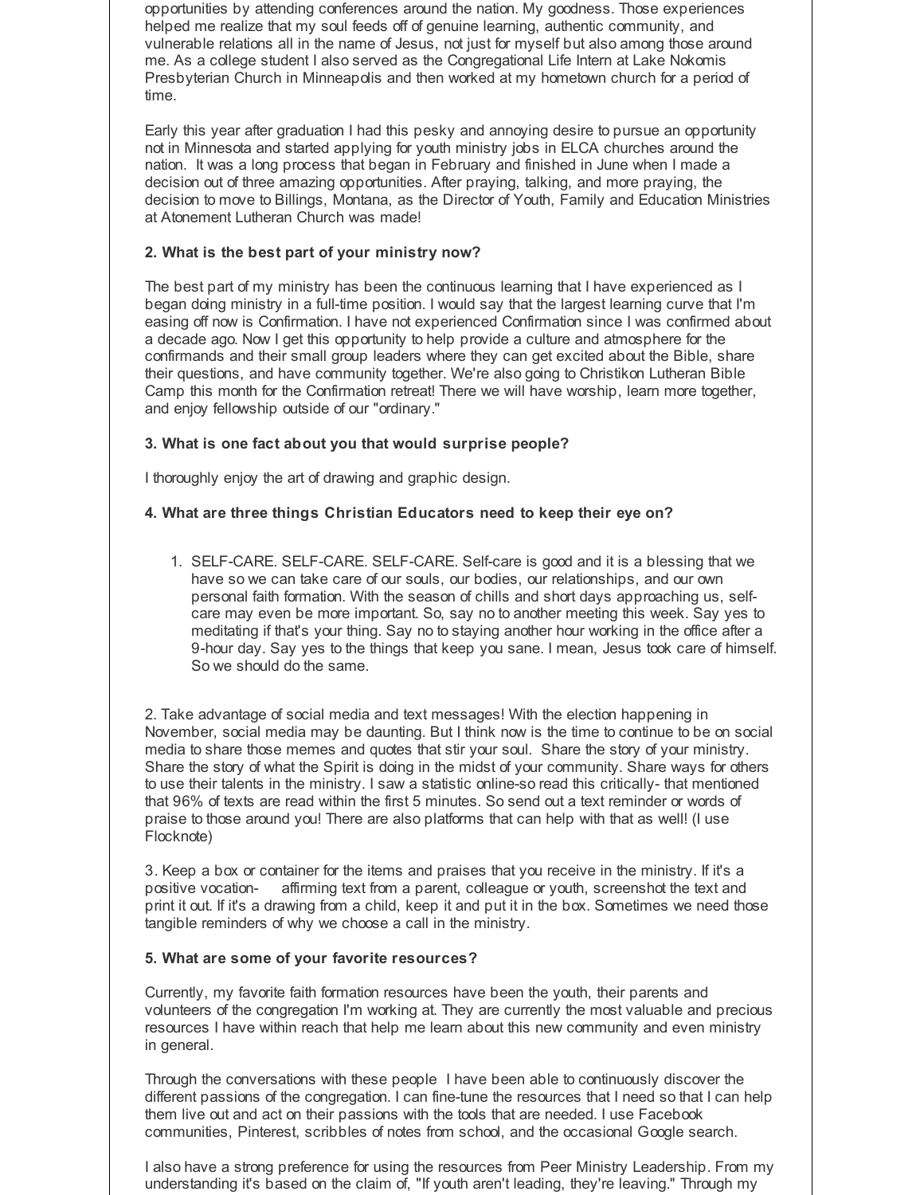opportunities by attending conferences around the nation. My goodness. Those experiences helped me realize that my soul feeds off of genuine learning, authentic community, and vulnerable relations all in the name of Jesus, not just for myself but also among those around me. As a college student I also served as the Congregational Life Intern at Lake Nokomis Presbyterian Church in Minneapolis and then worked at my hometown church for a period of time.

Early this year after graduation I had this pesky and annoying desire to pursue an opportunity not in Minnesota and started applying for youth ministry jobs in ELCA churches around the nation. It was a long process that began in February and finished in June when I made a decision out of three amazing opportunities. After praying, talking, and more praying, the decision to move to Billings, Montana, as the Director of Youth, Family and Education Ministries at Atonement Lutheran Church was made!

**2. What is the best part of your ministry now?**

The best part of my ministry has been the continuous learning that I have experienced as I began doing ministry in a full-time position. I would say that the largest learning curve that I'm easing off now is Confirmation. I have not experienced Confirmation since I was confirmed about a decade ago. Now I get this opportunity to help provide a culture and atmosphere for the confirmands and their small group leaders where they can get excited about the Bible, share their questions, and have community together. We're also going to Christikon Lutheran Bible Camp this month for the Confirmation retreat! There we will have worship, learn more together, and enjoy fellowship outside of our "ordinary."

**3. What is one fact about you that would surprise people?**

I thoroughly enjoy the art of drawing and graphic design.

**4. What are three things Christian Educators need to keep their eye on?**

1. SELF-CARE. SELF-CARE. SELF-CARE. Self-care is good and it is a blessing that we have so we can take care of our souls, our bodies, our relationships, and our own personal faith formation. With the season of chills and short days approaching us, self-care may even be more important. So, say no to another meeting this week. Say yes to meditating if that's your thing. Say no to staying another hour working in the office after a 9-hour day. Say yes to the things that keep you sane. I mean, Jesus took care of himself. So we should do the same.

2. Take advantage of social media and text messages! With the election happening in November, social media may be daunting. But I think now is the time to continue to be on social media to share those memes and quotes that stir your soul. Share the story of your ministry. Share the story of what the Spirit is doing in the midst of your community. Share ways for others to use their talents in the ministry. I saw a statistic online-so read this critically- that mentioned that 96% of texts are read within the first 5 minutes. So send out a text reminder or words of praise to those around you! There are also platforms that can help with that as well! (I use Flocknote)

3. Keep a box or container for the items and praises that you receive in the ministry. If it's a positive vocation- affirming text from a parent, colleague or youth, screenshot the text and print it out. If it's a drawing from a child, keep it and put it in the box. Sometimes we need those tangible reminders of why we choose a call in the ministry.

**5. What are some of your favorite resources?**

Currently, my favorite faith formation resources have been the youth, their parents and volunteers of the congregation I'm working at. They are currently the most valuable and precious resources I have within reach that help me learn about this new community and even ministry in general.

Through the conversations with these people I have been able to continuously discover the different passions of the congregation. I can fine-tune the resources that I need so that I can help them live out and act on their passions with the tools that are needed. I use Facebook communities, Pinterest, scribbles of notes from school, and the occasional Google search.

I also have a strong preference for using the resources from Peer Ministry Leadership. From my understanding it's based on the claim of, "If youth aren't leading, they're leaving." Through my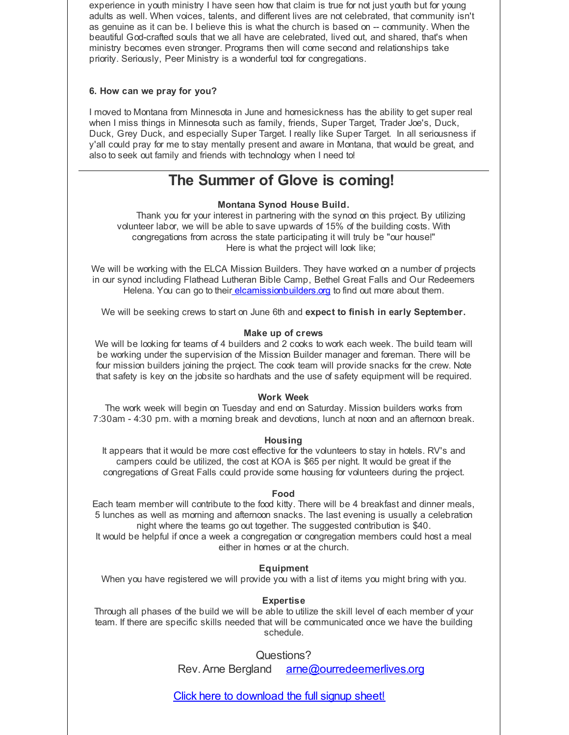experience in youth ministry I have seen how that claim is true for not just youth but for young adults as well. When voices, talents, and different lives are not celebrated, that community isn't as genuine as it can be. I believe this is what the church is based on -- community. When the beautiful God-crafted souls that we all have are celebrated, lived out, and shared, that's when ministry becomes even stronger. Programs then will come second and relationships take priority. Seriously, Peer Ministry is a wonderful tool for congregations.

**6. How can we pray for you?**

I moved to Montana from Minnesota in June and homesickness has the ability to get super real when I miss things in Minnesota such as family, friends, Super Target, Trader Joe's, Duck, Duck, Grey Duck, and especially Super Target. I really like Super Target. In all seriousness if y'all could pray for me to stay mentally present and aware in Montana, that would be great, and also to seek out family and friends with technology when I need to!

---

# The Summer of Glove is coming!

**Montana Synod House Build.**

Thank you for your interest in partnering with the synod on this project. By utilizing volunteer labor, we will be able to save upwards of 15% of the building costs. With congregations from across the state participating it will truly be "our house!" Here is what the project will look like;

We will be working with the ELCA Mission Builders. They have worked on a number of projects in our synod including Flathead Lutheran Bible Camp, Bethel Great Falls and Our Redeemers Helena. You can go to their elcamissionbuilders.org to find out more about them.

We will be seeking crews to start on June 6th and **expect to finish in early September.**

**Make up of crews**

We will be looking for teams of 4 builders and 2 cooks to work each week. The build team will be working under the supervision of the Mission Builder manager and foreman. There will be four mission builders joining the project. The cook team will provide snacks for the crew. Note that safety is key on the jobsite so hardhats and the use of safety equipment will be required.

**Work Week**

The work week will begin on Tuesday and end on Saturday. Mission builders works from 7:30am - 4:30 pm. with a morning break and devotions, lunch at noon and an afternoon break.

**Housing**

It appears that it would be more cost effective for the volunteers to stay in hotels. RV's and campers could be utilized, the cost at KOA is $65 per night. It would be great if the congregations of Great Falls could provide some housing for volunteers during the project.

**Food**

Each team member will contribute to the food kitty. There will be 4 breakfast and dinner meals, 5 lunches as well as morning and afternoon snacks. The last evening is usually a celebration night where the teams go out together. The suggested contribution is $40.
It would be helpful if once a week a congregation or congregation members could host a meal either in homes or at the church.

**Equipment**

When you have registered we will provide you with a list of items you might bring with you.

**Expertise**

Through all phases of the build we will be able to utilize the skill level of each member of your team. If there are specific skills needed that will be communicated once we have the building schedule.

Questions?
Rev. Arne Bergland arne@ourredeemerlives.org

Click here to download the full signup sheet!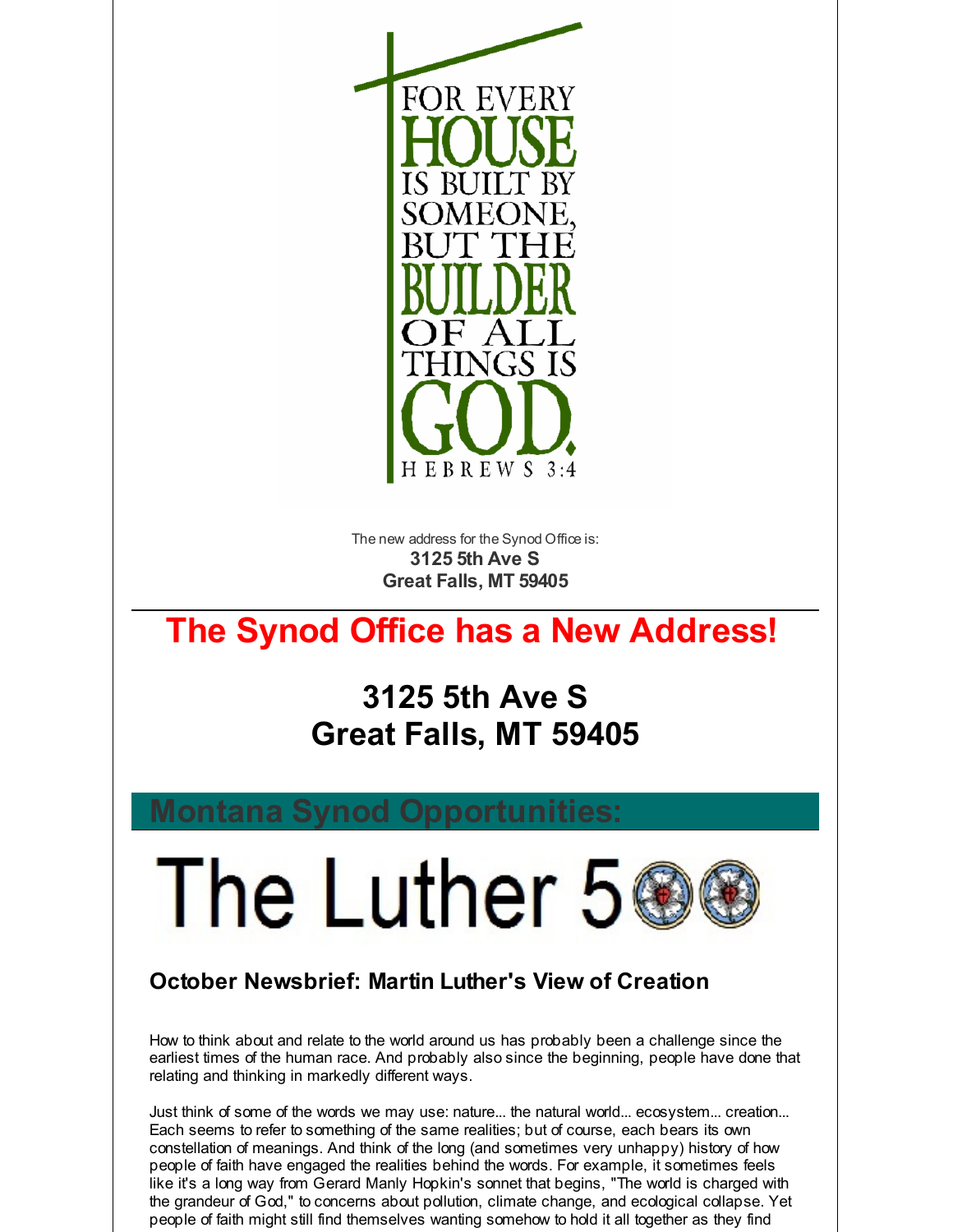FOR EVERY HOUSE IS BUILT BY SOMEONE, BUT THE BUILDER OF ALL THINGS IS GOD.
HEBREWS 3:4

The new address for the Synod Office is:
**3125 5th Ave S**
**Great Falls, MT 59405**

---

# The Synod Office has a New Address!

## 3125 5th Ave S
## Great Falls, MT 59405

## Montana Synod Opportunities:

# The Luther 500

### October Newsbrief: Martin Luther's View of Creation

How to think about and relate to the world around us has probably been a challenge since the earliest times of the human race. And probably also since the beginning, people have done that relating and thinking in markedly different ways.

Just think of some of the words we may use: nature... the natural world... ecosystem... creation... Each seems to refer to something of the same realities; but of course, each bears its own constellation of meanings. And think of the long (and sometimes very unhappy) history of how people of faith have engaged the realities behind the words. For example, it sometimes feels like it's a long way from Gerard Manly Hopkin's sonnet that begins, "The world is charged with the grandeur of God," to concerns about pollution, climate change, and ecological collapse. Yet people of faith might still find themselves wanting somehow to hold it all together as they find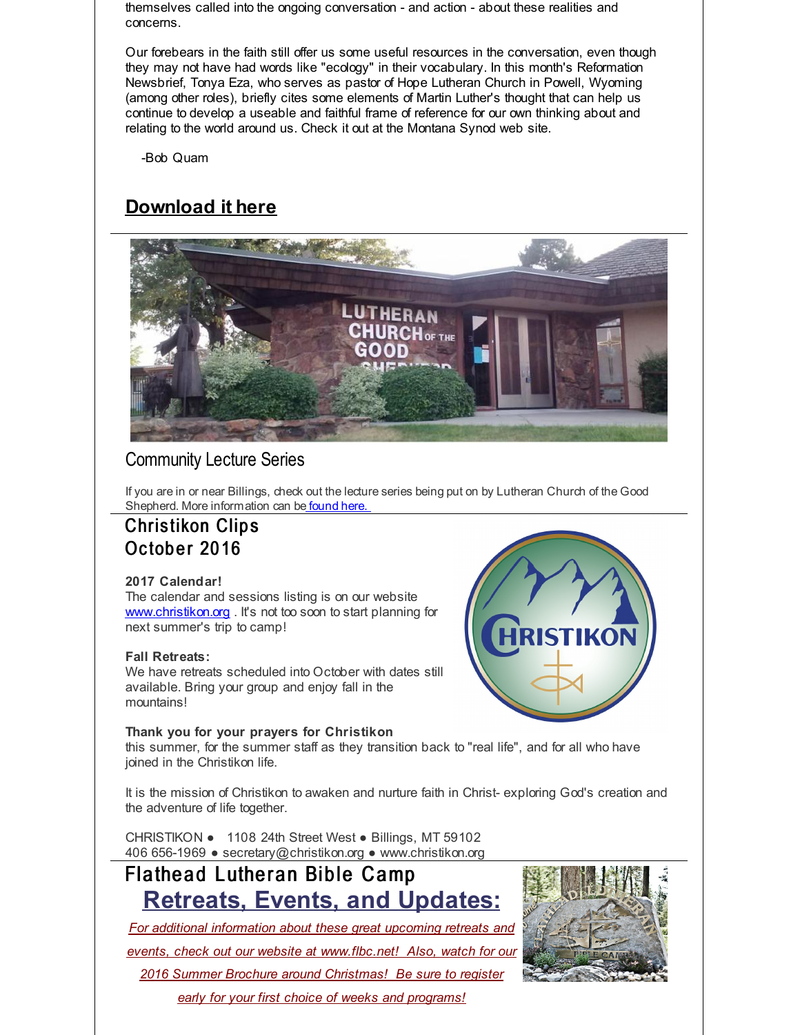themselves called into the ongoing conversation - and action - about these realities and concerns.

Our forebears in the faith still offer us some useful resources in the conversation, even though they may not have had words like "ecology" in their vocabulary. In this month's Reformation Newsbrief, Tonya Eza, who serves as pastor of Hope Lutheran Church in Powell, Wyoming (among other roles), briefly cites some elements of Martin Luther's thought that can help us continue to develop a useable and faithful frame of reference for our own thinking about and relating to the world around us. Check it out at the Montana Synod web site.

-Bob Quam

## Download it here

---

## Community Lecture Series

If you are in or near Billings, check out the lecture series being put on by Lutheran Church of the Good Shepherd. More information can be found here.

---

## Christikon Clips
## October 2016

**2017 Calendar!**
The calendar and sessions listing is on our website www.christikon.org . It's not too soon to start planning for next summer's trip to camp!

**Fall Retreats:**
We have retreats scheduled into October with dates still available. Bring your group and enjoy fall in the mountains!

**Thank you for your prayers for Christikon**
this summer, for the summer staff as they transition back to "real life", and for all who have joined in the Christikon life.

It is the mission of Christikon to awaken and nurture faith in Christ- exploring God's creation and the adventure of life together.

CHRISTIKON ● 1108 24th Street West ● Billings, MT 59102
406 656-1969 ● secretary@christikon.org ● www.christikon.org

---

## Flathead Lutheran Bible Camp

## Retreats, Events, and Updates:

*For additional information about these great upcoming retreats and events, check out our website at www.flbc.net! Also, watch for our 2016 Summer Brochure around Christmas! Be sure to register early for your first choice of weeks and programs!*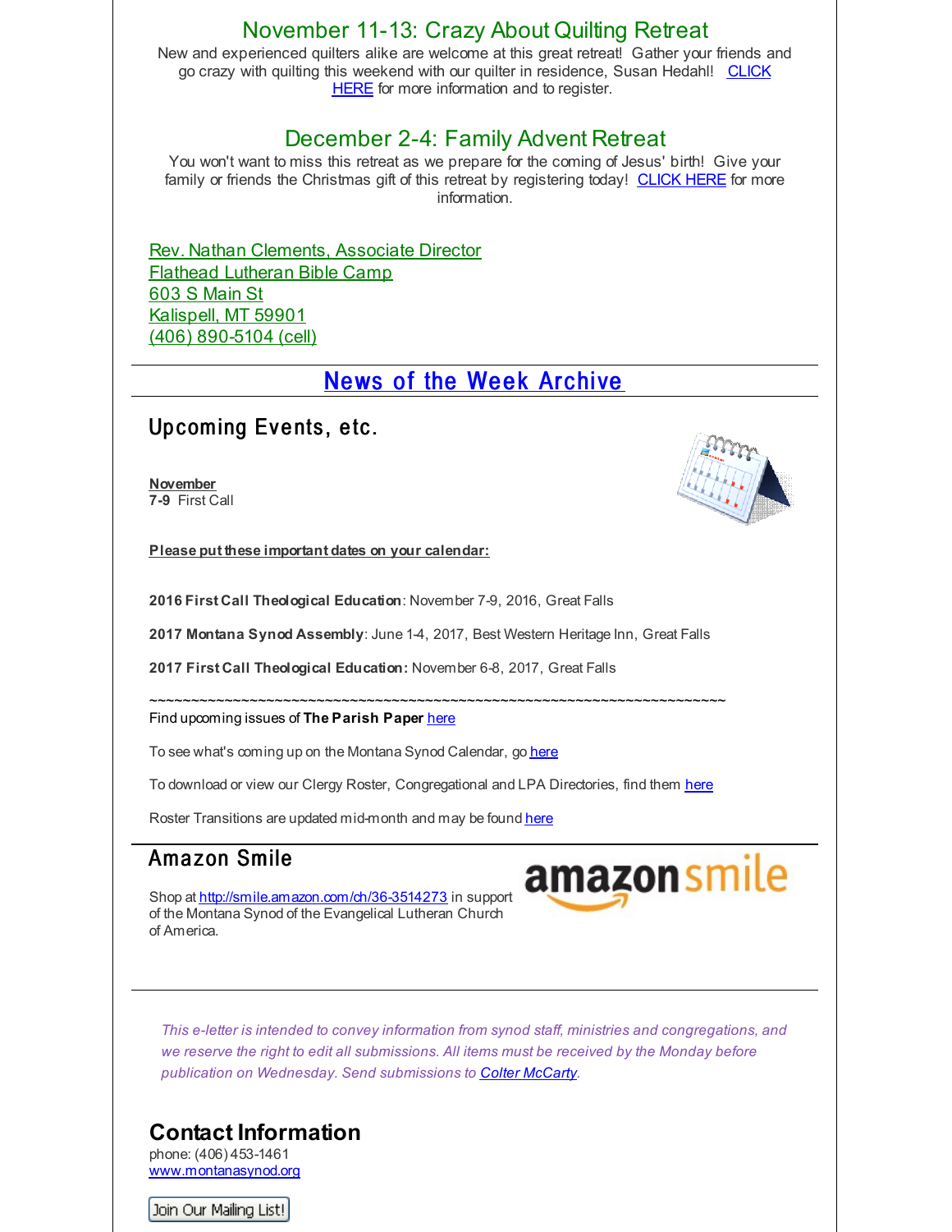## November 11-13: Crazy About Quilting Retreat

New and experienced quilters alike are welcome at this great retreat! Gather your friends and go crazy with quilting this weekend with our quilter in residence, Susan Hedahl! CLICK HERE for more information and to register.

## December 2-4: Family Advent Retreat

You won't want to miss this retreat as we prepare for the coming of Jesus' birth! Give your family or friends the Christmas gift of this retreat by registering today! CLICK HERE for more information.

Rev. Nathan Clements, Associate Director
Flathead Lutheran Bible Camp
603 S Main St
Kalispell, MT 59901
(406) 890-5104 (cell)

## News of the Week Archive

## Upcoming Events, etc.

**November**
**7-9** First Call

**Please put these important dates on your calendar:**

**2016 First Call Theological Education**: November 7-9, 2016, Great Falls

**2017 Montana Synod Assembly**: June 1-4, 2017, Best Western Heritage Inn, Great Falls

**2017 First Call Theological Education:** November 6-8, 2017, Great Falls

~~~~~~~~~~~~~~~~~~~~~~~~~~~~~~~~~~~~~~~~~~~~~~~~~~~~~~~~~~~~~~~~~~~~~~~~

Find upcoming issues of **The Parish Paper** here

To see what's coming up on the Montana Synod Calendar, go here

To download or view our Clergy Roster, Congregational and LPA Directories, find them here

Roster Transitions are updated mid-month and may be found here

## Amazon Smile

Shop at http://smile.amazon.com/ch/36-3514273 in support of the Montana Synod of the Evangelical Lutheran Church of America.

*This e-letter is intended to convey information from synod staff, ministries and congregations, and we reserve the right to edit all submissions. All items must be received by the Monday before publication on Wednesday. Send submissions to Colter McCarty.*

## Contact Information

phone: (406) 453-1461
www.montanasynod.org

Join Our Mailing List!